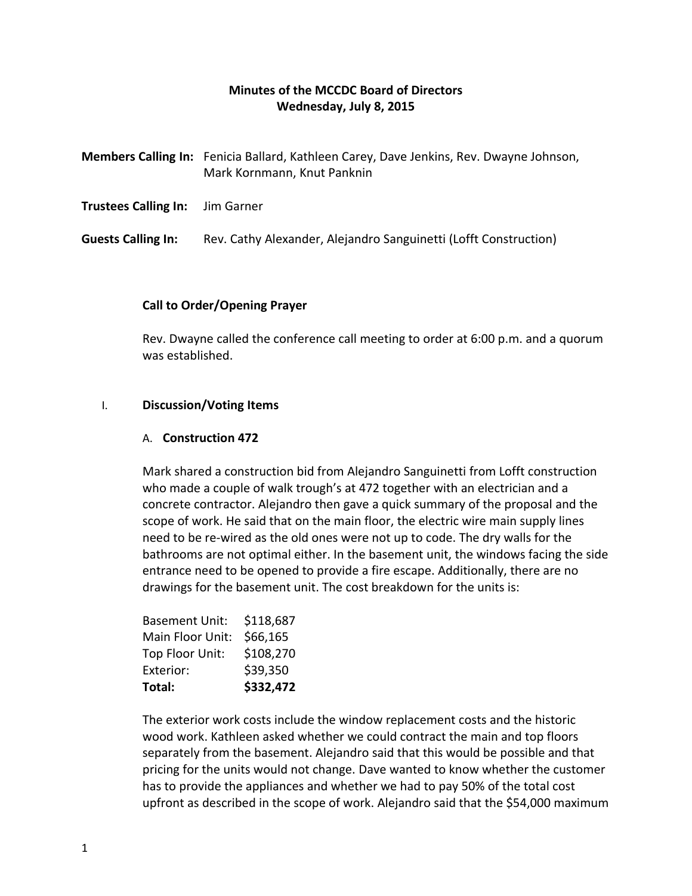**Minutes of the MCCDC Board of Directors**
**Wednesday, July 8, 2015**

**Members Calling In:** Fenicia Ballard, Kathleen Carey, Dave Jenkins, Rev. Dwayne Johnson, Mark Kornmann, Knut Panknin

**Trustees Calling In:** Jim Garner

**Guests Calling In:** Rev. Cathy Alexander, Alejandro Sanguinetti (Lofft Construction)

**Call to Order/Opening Prayer**

Rev. Dwayne called the conference call meeting to order at 6:00 p.m. and a quorum was established.

I. **Discussion/Voting Items**

A. **Construction 472**

Mark shared a construction bid from Alejandro Sanguinetti from Lofft construction who made a couple of walk trough's at 472 together with an electrician and a concrete contractor. Alejandro then gave a quick summary of the proposal and the scope of work. He said that on the main floor, the electric wire main supply lines need to be re-wired as the old ones were not up to code. The dry walls for the bathrooms are not optimal either. In the basement unit, the windows facing the side entrance need to be opened to provide a fire escape. Additionally, there are no drawings for the basement unit. The cost breakdown for the units is:

| | |
|---|---|
| Basement Unit: | $118,687 |
| Main Floor Unit: | $66,165 |
| Top Floor Unit: | $108,270 |
| Exterior: | $39,350 |
| **Total:** | **$332,472** |

The exterior work costs include the window replacement costs and the historic wood work. Kathleen asked whether we could contract the main and top floors separately from the basement. Alejandro said that this would be possible and that pricing for the units would not change. Dave wanted to know whether the customer has to provide the appliances and whether we had to pay 50% of the total cost upfront as described in the scope of work. Alejandro said that the $54,000 maximum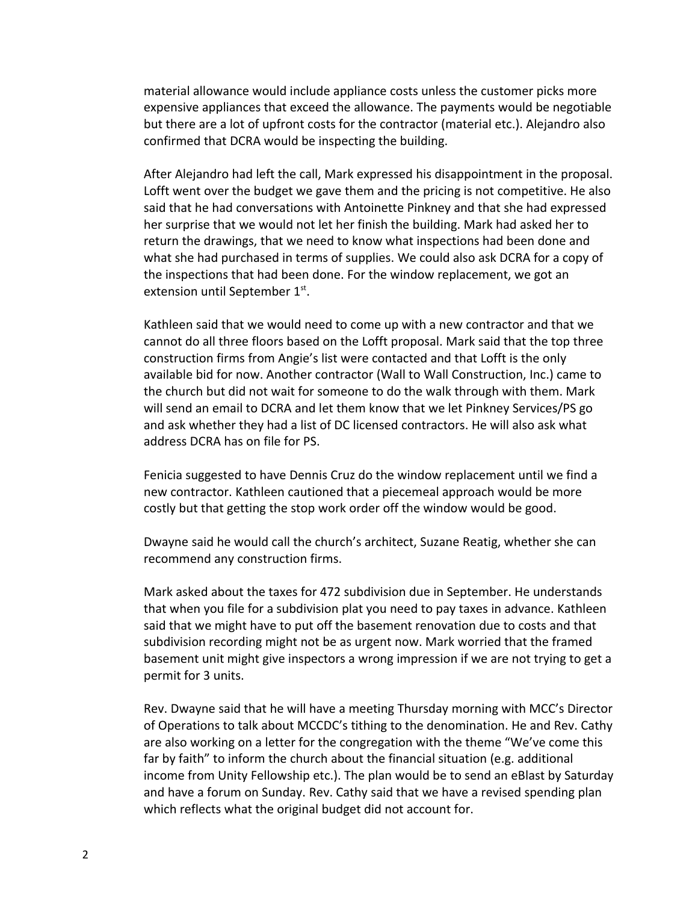material allowance would include appliance costs unless the customer picks more expensive appliances that exceed the allowance. The payments would be negotiable but there are a lot of upfront costs for the contractor (material etc.). Alejandro also confirmed that DCRA would be inspecting the building.

After Alejandro had left the call, Mark expressed his disappointment in the proposal. Lofft went over the budget we gave them and the pricing is not competitive. He also said that he had conversations with Antoinette Pinkney and that she had expressed her surprise that we would not let her finish the building. Mark had asked her to return the drawings, that we need to know what inspections had been done and what she had purchased in terms of supplies. We could also ask DCRA for a copy of the inspections that had been done. For the window replacement, we got an extension until September 1st.

Kathleen said that we would need to come up with a new contractor and that we cannot do all three floors based on the Lofft proposal. Mark said that the top three construction firms from Angie's list were contacted and that Lofft is the only available bid for now. Another contractor (Wall to Wall Construction, Inc.) came to the church but did not wait for someone to do the walk through with them. Mark will send an email to DCRA and let them know that we let Pinkney Services/PS go and ask whether they had a list of DC licensed contractors. He will also ask what address DCRA has on file for PS.

Fenicia suggested to have Dennis Cruz do the window replacement until we find a new contractor. Kathleen cautioned that a piecemeal approach would be more costly but that getting the stop work order off the window would be good.

Dwayne said he would call the church's architect, Suzane Reatig, whether she can recommend any construction firms.

Mark asked about the taxes for 472 subdivision due in September. He understands that when you file for a subdivision plat you need to pay taxes in advance. Kathleen said that we might have to put off the basement renovation due to costs and that subdivision recording might not be as urgent now. Mark worried that the framed basement unit might give inspectors a wrong impression if we are not trying to get a permit for 3 units.

Rev. Dwayne said that he will have a meeting Thursday morning with MCC's Director of Operations to talk about MCCDC's tithing to the denomination. He and Rev. Cathy are also working on a letter for the congregation with the theme "We've come this far by faith" to inform the church about the financial situation (e.g. additional income from Unity Fellowship etc.). The plan would be to send an eBlast by Saturday and have a forum on Sunday. Rev. Cathy said that we have a revised spending plan which reflects what the original budget did not account for.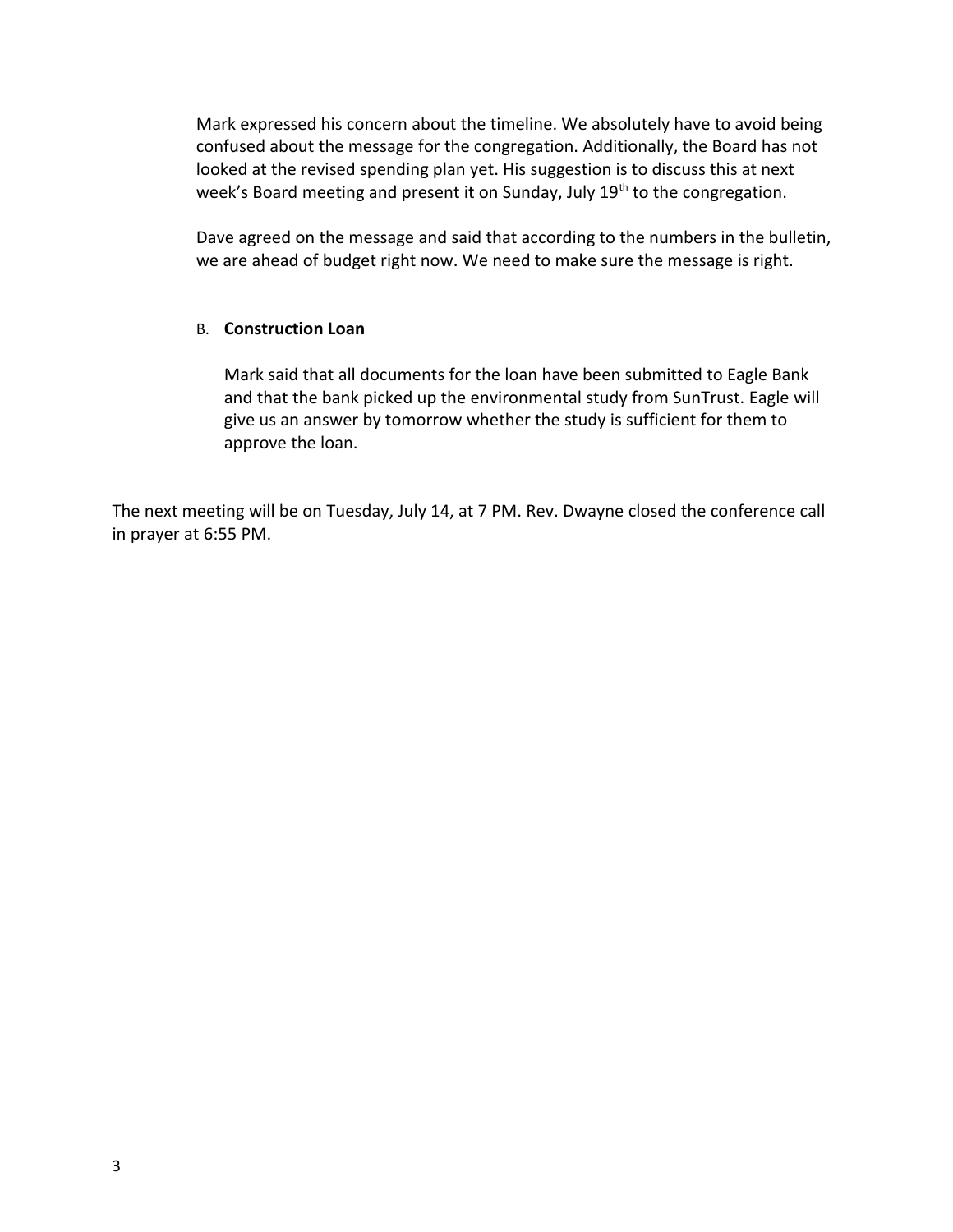Mark expressed his concern about the timeline. We absolutely have to avoid being confused about the message for the congregation. Additionally, the Board has not looked at the revised spending plan yet. His suggestion is to discuss this at next week's Board meeting and present it on Sunday, July 19th to the congregation.

Dave agreed on the message and said that according to the numbers in the bulletin, we are ahead of budget right now. We need to make sure the message is right.

B. **Construction Loan**

Mark said that all documents for the loan have been submitted to Eagle Bank and that the bank picked up the environmental study from SunTrust. Eagle will give us an answer by tomorrow whether the study is sufficient for them to approve the loan.

The next meeting will be on Tuesday, July 14, at 7 PM. Rev. Dwayne closed the conference call in prayer at 6:55 PM.